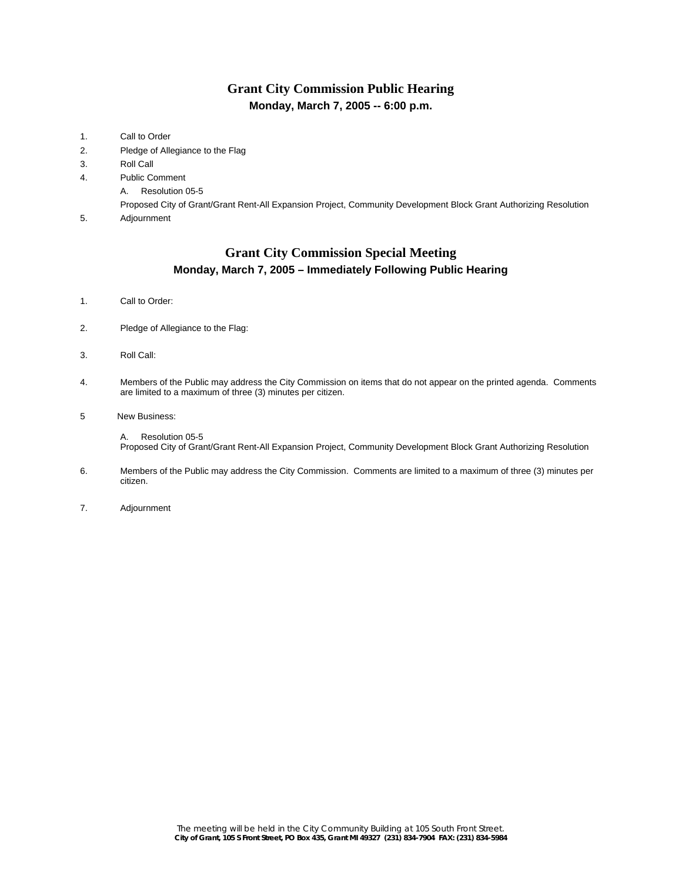# Grant City Commission Public Hearing

**Monday, March 7, 2005 -- 6:00 p.m.**

1. Call to Order
2. Pledge of Allegiance to the Flag
3. Roll Call
4. Public Comment
   A. Resolution 05-5
   Proposed City of Grant/Grant Rent-All Expansion Project, Community Development Block Grant Authorizing Resolution
5. Adjournment

# Grant City Commission Special Meeting

**Monday, March 7, 2005 – Immediately Following Public Hearing**

1. Call to Order:

2. Pledge of Allegiance to the Flag:

3. Roll Call:

4. Members of the Public may address the City Commission on items that do not appear on the printed agenda. Comments are limited to a maximum of three (3) minutes per citizen.

5. New Business:

   A. Resolution 05-5
   Proposed City of Grant/Grant Rent-All Expansion Project, Community Development Block Grant Authorizing Resolution

6. Members of the Public may address the City Commission. Comments are limited to a maximum of three (3) minutes per citizen.

7. Adjournment

The meeting will be held in the City Community Building at 105 South Front Street.
**City of Grant, 105 S Front Street, PO Box 435, Grant MI 49327 (231) 834-7904 FAX: (231) 834-5984**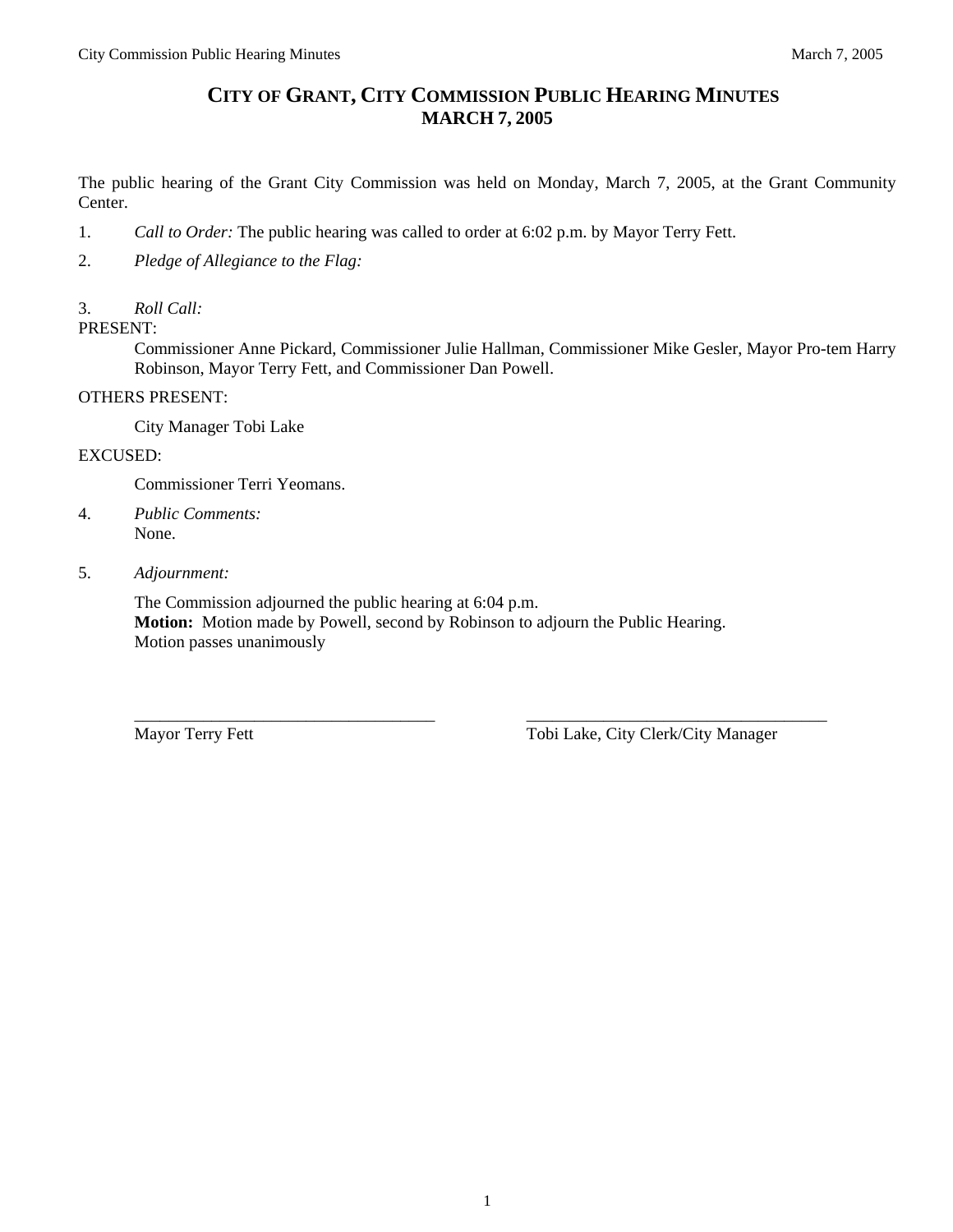# CITY OF GRANT, CITY COMMISSION PUBLIC HEARING MINUTES
## MARCH 7, 2005

The public hearing of the Grant City Commission was held on Monday, March 7, 2005, at the Grant Community Center.

1. *Call to Order:* The public hearing was called to order at 6:02 p.m. by Mayor Terry Fett.

2. *Pledge of Allegiance to the Flag:*

3. *Roll Call:*

PRESENT:

Commissioner Anne Pickard, Commissioner Julie Hallman, Commissioner Mike Gesler, Mayor Pro-tem Harry Robinson, Mayor Terry Fett, and Commissioner Dan Powell.

OTHERS PRESENT:

City Manager Tobi Lake

EXCUSED:

Commissioner Terri Yeomans.

4. *Public Comments:*
   None.

5. *Adjournment:*

   The Commission adjourned the public hearing at 6:04 p.m.
   **Motion:** Motion made by Powell, second by Robinson to adjourn the Public Hearing.
   Motion passes unanimously

___________________________________ &nbsp;&nbsp;&nbsp;&nbsp; ___________________________________

Mayor Terry Fett &nbsp;&nbsp;&nbsp;&nbsp; Tobi Lake, City Clerk/City Manager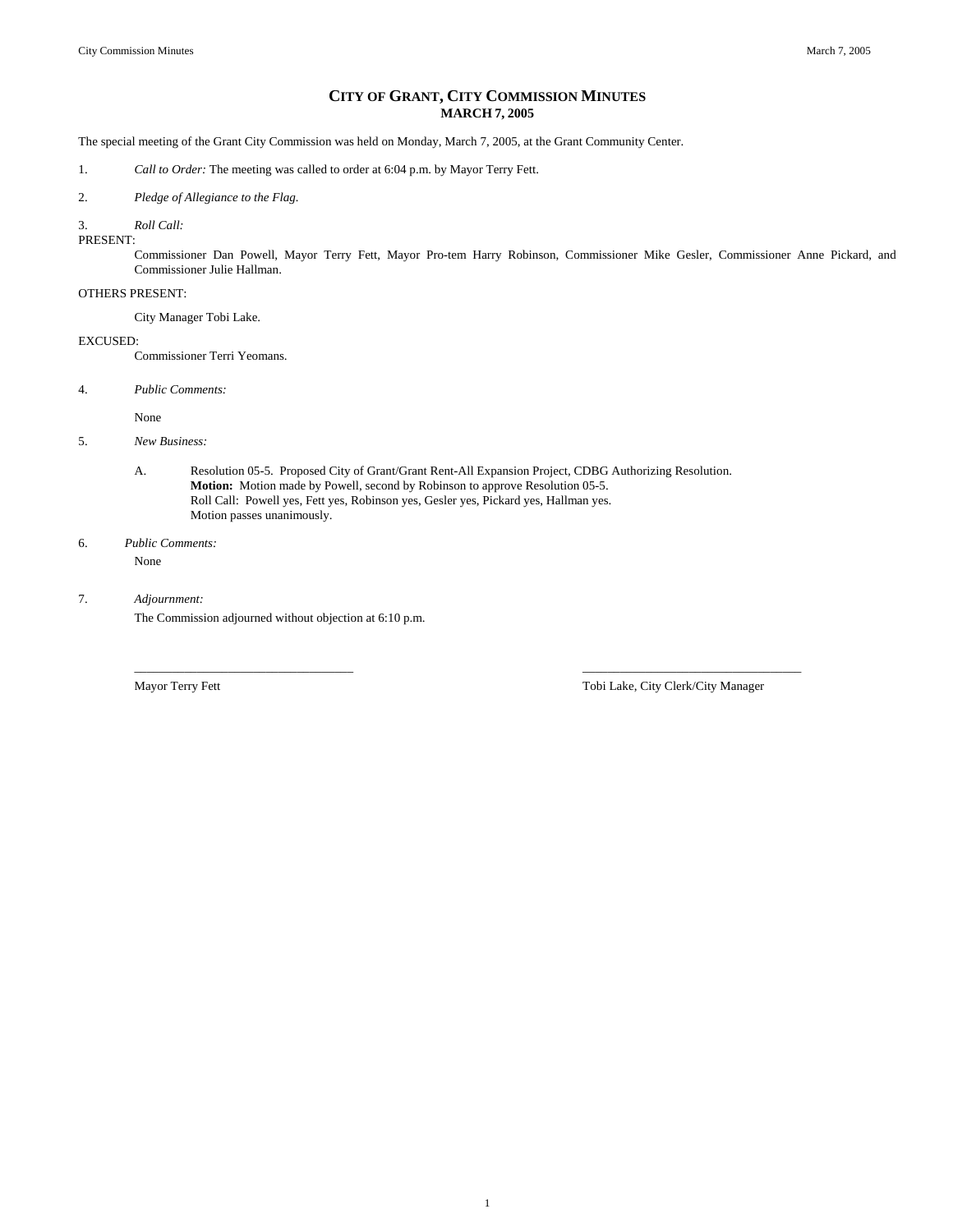# CITY OF GRANT, CITY COMMISSION MINUTES
## MARCH 7, 2005

The special meeting of the Grant City Commission was held on Monday, March 7, 2005, at the Grant Community Center.

1. *Call to Order:* The meeting was called to order at 6:04 p.m. by Mayor Terry Fett.

2. *Pledge of Allegiance to the Flag.*

3. *Roll Call:*

PRESENT:

Commissioner Dan Powell, Mayor Terry Fett, Mayor Pro-tem Harry Robinson, Commissioner Mike Gesler, Commissioner Anne Pickard, and Commissioner Julie Hallman.

OTHERS PRESENT:

City Manager Tobi Lake.

EXCUSED:

Commissioner Terri Yeomans.

4. *Public Comments:*

None

5. *New Business:*

A. Resolution 05-5. Proposed City of Grant/Grant Rent-All Expansion Project, CDBG Authorizing Resolution.
**Motion:** Motion made by Powell, second by Robinson to approve Resolution 05-5.
Roll Call: Powell yes, Fett yes, Robinson yes, Gesler yes, Pickard yes, Hallman yes.
Motion passes unanimously.

6. *Public Comments:*

None

7. *Adjournment:*

The Commission adjourned without objection at 6:10 p.m.

___________________________________
Mayor Terry Fett

___________________________________
Tobi Lake, City Clerk/City Manager